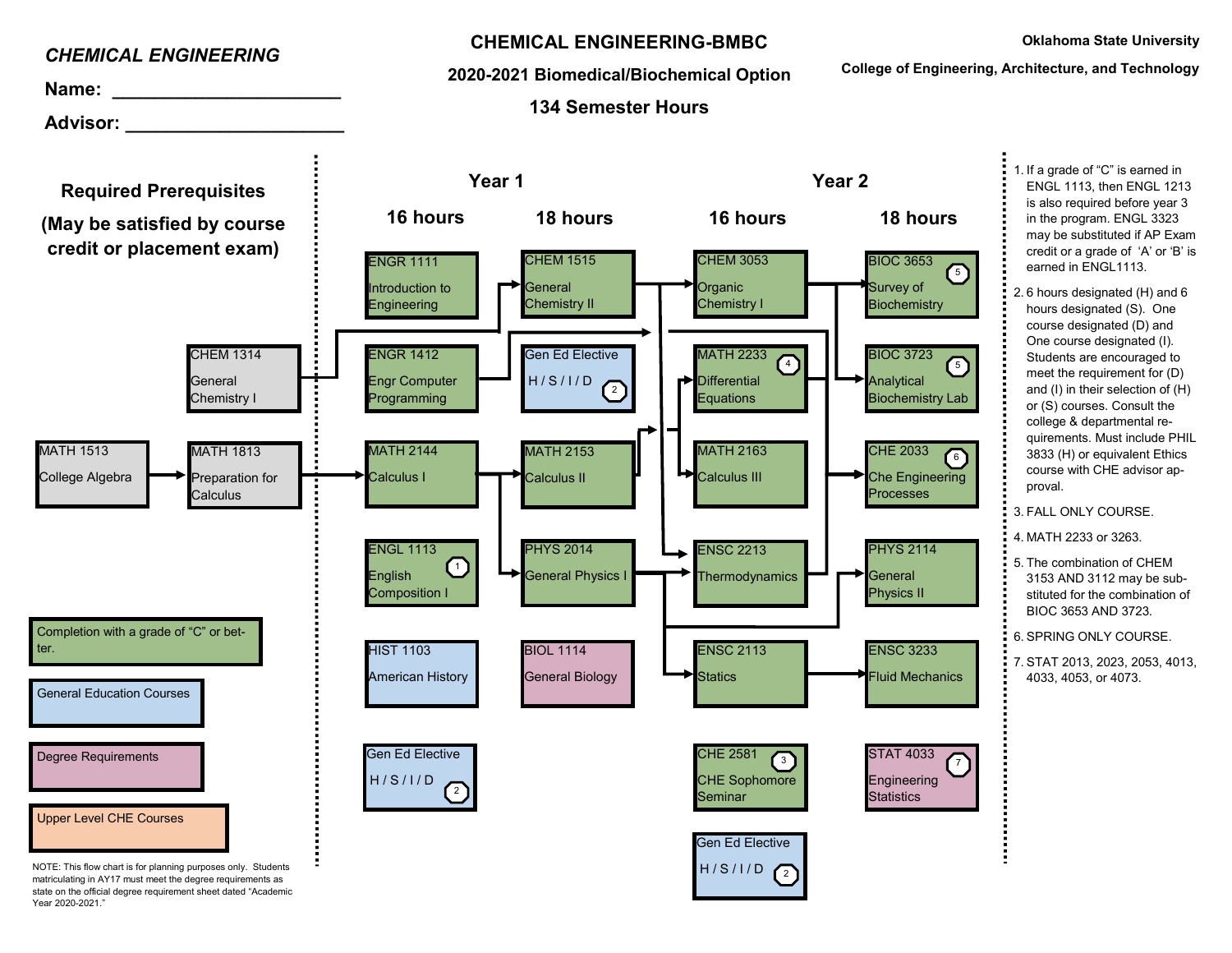*CHEMICAL ENGINEERING*

**Name: ______________________**

**Advisor: _____________________**

# CHEMICAL ENGINEERING-BMBC

## 2020-2021 Biomedical/Biochemical Option

## 134 Semester Hours

**Oklahoma State University**

**College of Engineering, Architecture, and Technology**

### Required Prerequisites

**(May be satisfied by course credit or placement exam)**

- CHEM 1314 General Chemistry I
- MATH 1513 College Algebra
- MATH 1813 Preparation for Calculus

| Year 1 | | Year 2 | |
|---|---|---|---|
| **16 hours** | **18 hours** | **16 hours** | **18 hours** |
| ENGR 1111 Introduction to Engineering | CHEM 1515 General Chemistry II | CHEM 3053 Organic Chemistry I | BIOC 3653 Survey of Biochemistry (5) |
| ENGR 1412 Engr Computer Programming | Gen Ed Elective H / S / I / D (2) | MATH 2233 Differential Equations (4) | BIOC 3723 Analytical Biochemistry Lab (5) |
| MATH 2144 Calculus I | MATH 2153 Calculus II | MATH 2163 Calculus III | CHE 2033 Che Engineering Processes (6) |
| ENGL 1113 English Composition I (1) | PHYS 2014 General Physics I | ENSC 2213 Thermodynamics | PHYS 2114 General Physics II |
| HIST 1103 American History | BIOL 1114 General Biology | ENSC 2113 Statics | ENSC 3233 Fluid Mechanics |
| Gen Ed Elective H / S / I / D (2) | | CHE 2581 CHE Sophomore Seminar (3) | STAT 4033 Engineering Statistics (7) |
| | | Gen Ed Elective H / S / I / D (2) | |

**Legend:**

- Completion with a grade of "C" or better.
- General Education Courses
- Degree Requirements
- Upper Level CHE Courses

NOTE: This flow chart is for planning purposes only. Students matriculating in AY17 must meet the degree requirements as state on the official degree requirement sheet dated "Academic Year 2020-2021."

1. If a grade of "C" is earned in ENGL 1113, then ENGL 1213 is also required before year 3 in the program. ENGL 3323 may be substituted if AP Exam credit or a grade of 'A' or 'B' is earned in ENGL1113.
2. 6 hours designated (H) and 6 hours designated (S). One course designated (D) and One course designated (I). Students are encouraged to meet the requirement for (D) and (I) in their selection of (H) or (S) courses. Consult the college & departmental requirements. Must include PHIL 3833 (H) or equivalent Ethics course with CHE advisor approval.
3. FALL ONLY COURSE.
4. MATH 2233 or 3263.
5. The combination of CHEM 3153 AND 3112 may be substituted for the combination of BIOC 3653 AND 3723.
6. SPRING ONLY COURSE.
7. STAT 2013, 2023, 2053, 4013, 4033, 4053, or 4073.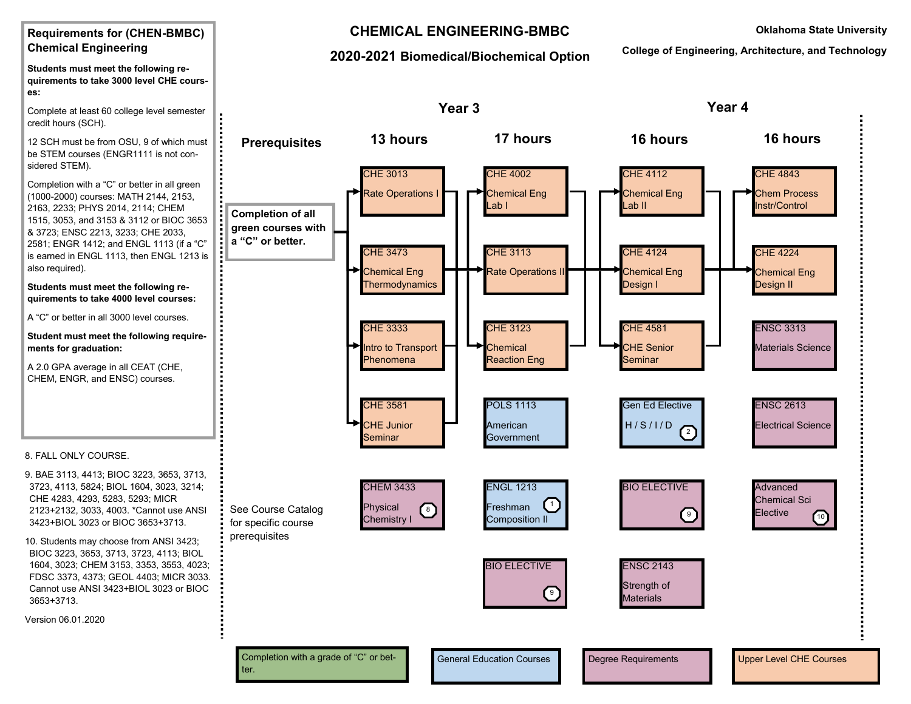# CHEMICAL ENGINEERING-BMBC

## 2020-2021 Biomedical/Biochemical Option

Oklahoma State University

College of Engineering, Architecture, and Technology

### Requirements for (CHEN-BMBC) Chemical Engineering

**Students must meet the following requirements to take 3000 level CHE courses:**

Complete at least 60 college level semester credit hours (SCH).

12 SCH must be from OSU, 9 of which must be STEM courses (ENGR1111 is not considered STEM).

Completion with a "C" or better in all green (1000-2000) courses: MATH 2144, 2153, 2163, 2233; PHYS 2014, 2114; CHEM 1515, 3053, and 3153 & 3112 or BIOC 3653 & 3723; ENSC 2213, 3233; CHE 2033, 2581; ENGR 1412; and ENGL 1113 (if a "C" is earned in ENGL 1113, then ENGL 1213 is also required).

**Students must meet the following requirements to take 4000 level courses:**

A "C" or better in all 3000 level courses.

**Student must meet the following requirements for graduation:**

A 2.0 GPA average in all CEAT (CHE, CHEM, ENGR, and ENSC) courses.

8. FALL ONLY COURSE.

9. BAE 3113, 4413; BIOC 3223, 3653, 3713, 3723, 4113, 5824; BIOL 1604, 3023, 3214; CHE 4283, 4293, 5283, 5293; MICR 2123+2132, 3033, 4003. *Cannot use ANSI 3423+BIOL 3023 or BIOC 3653+3713.

10. Students may choose from ANSI 3423; BIOC 3223, 3653, 3713, 3723, 4113; BIOL 1604, 3023; CHEM 3153, 3353, 3553, 4023; FDSC 3373, 4373; GEOL 4403; MICR 3033. Cannot use ANSI 3423+BIOL 3023 or BIOC 3653+3713.

Version 06.01.2020

**Prerequisites**

**Completion of all green courses with a "C" or better.**

See Course Catalog for specific course prerequisites

| Year 3: 13 hours | Year 3: 17 hours | Year 4: 16 hours | Year 4: 16 hours |
|---|---|---|---|
| CHE 3013 Rate Operations I | CHE 4002 Chemical Eng Lab I | CHE 4112 Chemical Eng Lab II | CHE 4843 Chem Process Instr/Control |
| CHE 3473 Chemical Eng Thermodynamics | CHE 3113 Rate Operations II | CHE 4124 Chemical Eng Design I | CHE 4224 Chemical Eng Design II |
| CHE 3333 Intro to Transport Phenomena | CHE 3123 Chemical Reaction Eng | CHE 4581 CHE Senior Seminar | ENSC 3313 Materials Science |
| CHE 3581 CHE Junior Seminar | POLS 1113 American Government | Gen Ed Elective H / S / I / D (2) | ENSC 2613 Electrical Science |
| CHEM 3433 Physical Chemistry I (8) | ENGL 1213 Freshman Composition II (1) | BIO ELECTIVE (9) | Advanced Chemical Sci Elective (10) |
| | BIO ELECTIVE (9) | ENSC 2143 Strength of Materials | |

Completion with a grade of "C" or better | General Education Courses | Degree Requirements | Upper Level CHE Courses